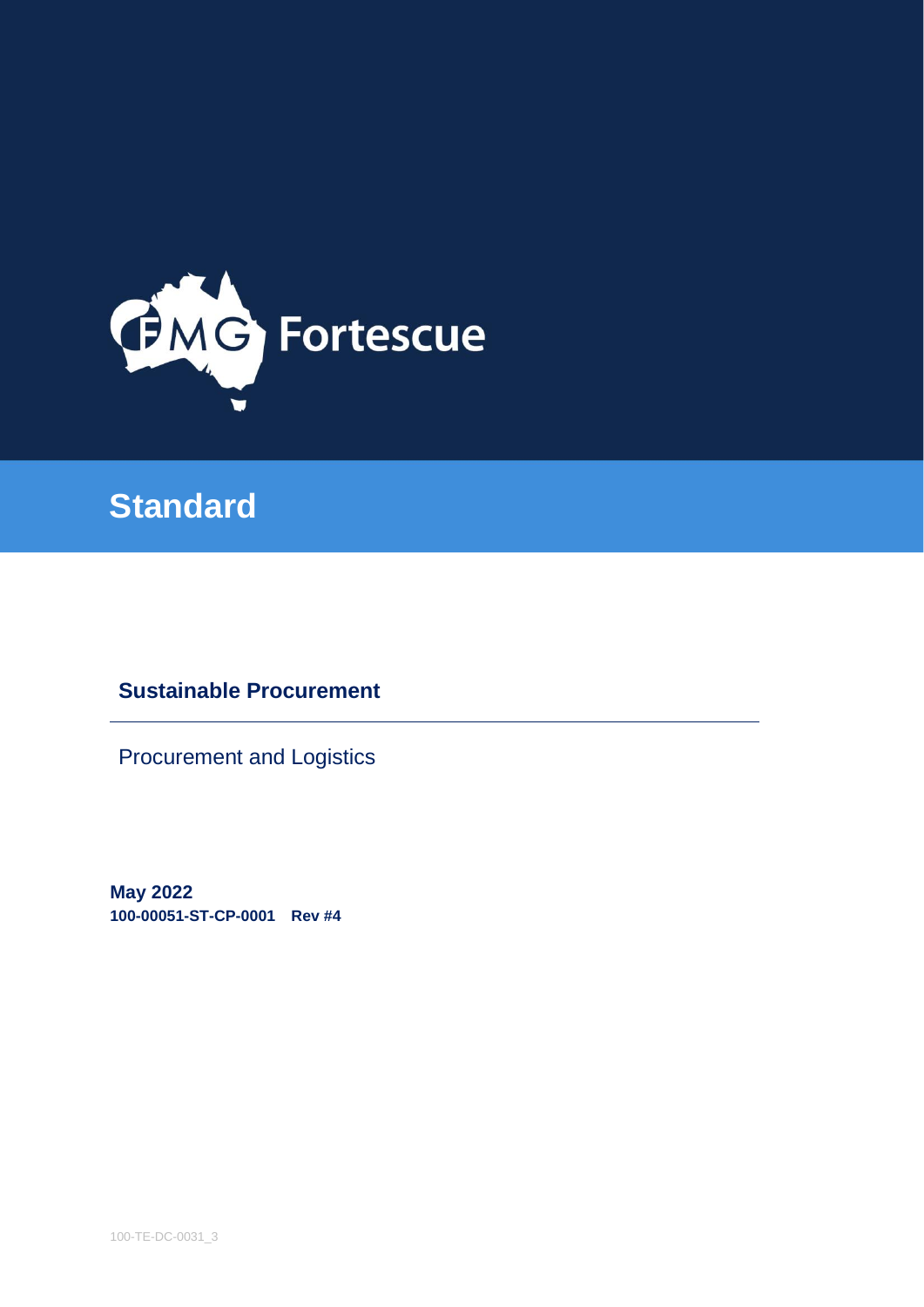Fortescue

# Standard

## Sustainable Procurement

Procurement and Logistics

**May 2022**
**100-00051-ST-CP-0001 Rev #4**

100-TE-DC-0031_3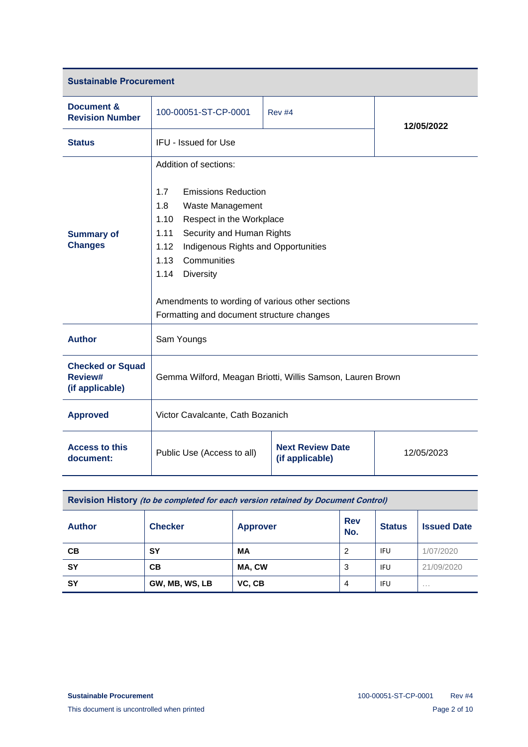| **Sustainable Procurement** | | | |
|---|---|---|---|
| **Document & Revision Number** | 100-00051-ST-CP-0001 | Rev #4 | **12/05/2022** |
| **Status** | IFU - Issued for Use | | |
| **Summary of Changes** | Addition of sections:<br><br>1.7 Emissions Reduction<br>1.8 Waste Management<br>1.10 Respect in the Workplace<br>1.11 Security and Human Rights<br>1.12 Indigenous Rights and Opportunities<br>1.13 Communities<br>1.14 Diversity<br><br>Amendments to wording of various other sections<br>Formatting and document structure changes | | |
| **Author** | Sam Youngs | | |
| **Checked or Squad Review# (if applicable)** | Gemma Wilford, Meagan Briotti, Willis Samson, Lauren Brown | | |
| **Approved** | Victor Cavalcante, Cath Bozanich | | |
| **Access to this document:** | Public Use (Access to all) | **Next Review Date (if applicable)** | 12/05/2023 |

**Revision History** ***(to be completed for each version retained by Document Control)***

| Author | Checker | Approver | Rev No. | Status | Issued Date |
|---|---|---|---|---|---|
| **CB** | **SY** | **MA** | 2 | IFU | 1/07/2020 |
| **SY** | **CB** | **MA, CW** | 3 | IFU | 21/09/2020 |
| **SY** | **GW, MB, WS, LB** | **VC, CB** | 4 | IFU | … |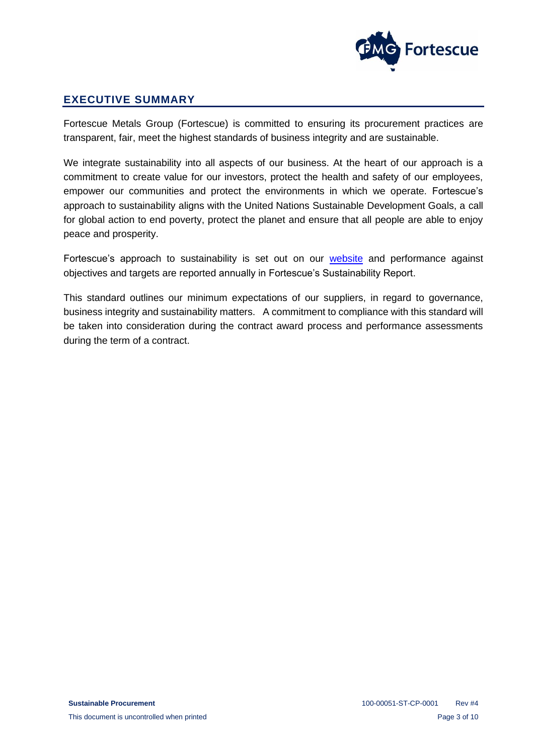## EXECUTIVE SUMMARY

Fortescue Metals Group (Fortescue) is committed to ensuring its procurement practices are transparent, fair, meet the highest standards of business integrity and are sustainable.

We integrate sustainability into all aspects of our business. At the heart of our approach is a commitment to create value for our investors, protect the health and safety of our employees, empower our communities and protect the environments in which we operate. Fortescue's approach to sustainability aligns with the United Nations Sustainable Development Goals, a call for global action to end poverty, protect the planet and ensure that all people are able to enjoy peace and prosperity.

Fortescue's approach to sustainability is set out on our website and performance against objectives and targets are reported annually in Fortescue's Sustainability Report.

This standard outlines our minimum expectations of our suppliers, in regard to governance, business integrity and sustainability matters. A commitment to compliance with this standard will be taken into consideration during the contract award process and performance assessments during the term of a contract.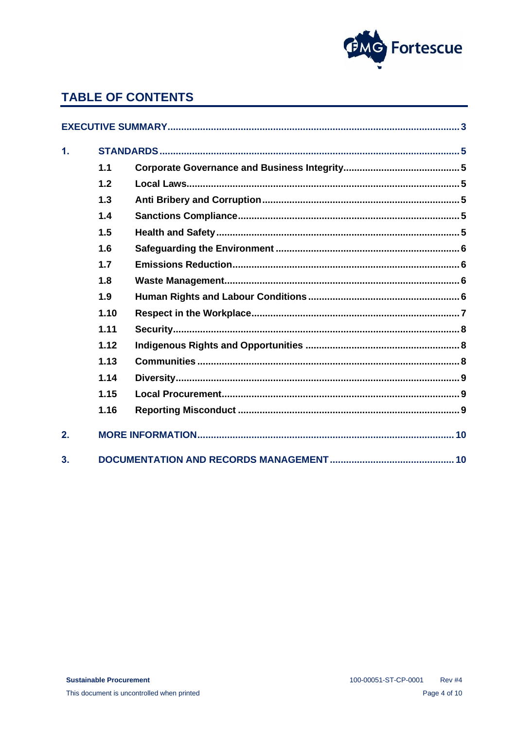## TABLE OF CONTENTS

EXECUTIVE SUMMARY........................................................................................................3

1. STANDARDS..............................................................................................................5
   - 1.1 Corporate Governance and Business Integrity...........................................5
   - 1.2 Local Laws.......................................................................................................5
   - 1.3 Anti Bribery and Corruption.........................................................................5
   - 1.4 Sanctions Compliance....................................................................................5
   - 1.5 Health and Safety...........................................................................................5
   - 1.6 Safeguarding the Environment......................................................................6
   - 1.7 Emissions Reduction.......................................................................................6
   - 1.8 Waste Management........................................................................................6
   - 1.9 Human Rights and Labour Conditions..........................................................6
   - 1.10 Respect in the Workplace.............................................................................7
   - 1.11 Security...........................................................................................................8
   - 1.12 Indigenous Rights and Opportunities..........................................................8
   - 1.13 Communities..................................................................................................8
   - 1.14 Diversity.........................................................................................................9
   - 1.15 Local Procurement........................................................................................9
   - 1.16 Reporting Misconduct...................................................................................9
2. MORE INFORMATION...............................................................................................10
3. DOCUMENTATION AND RECORDS MANAGEMENT..............................................10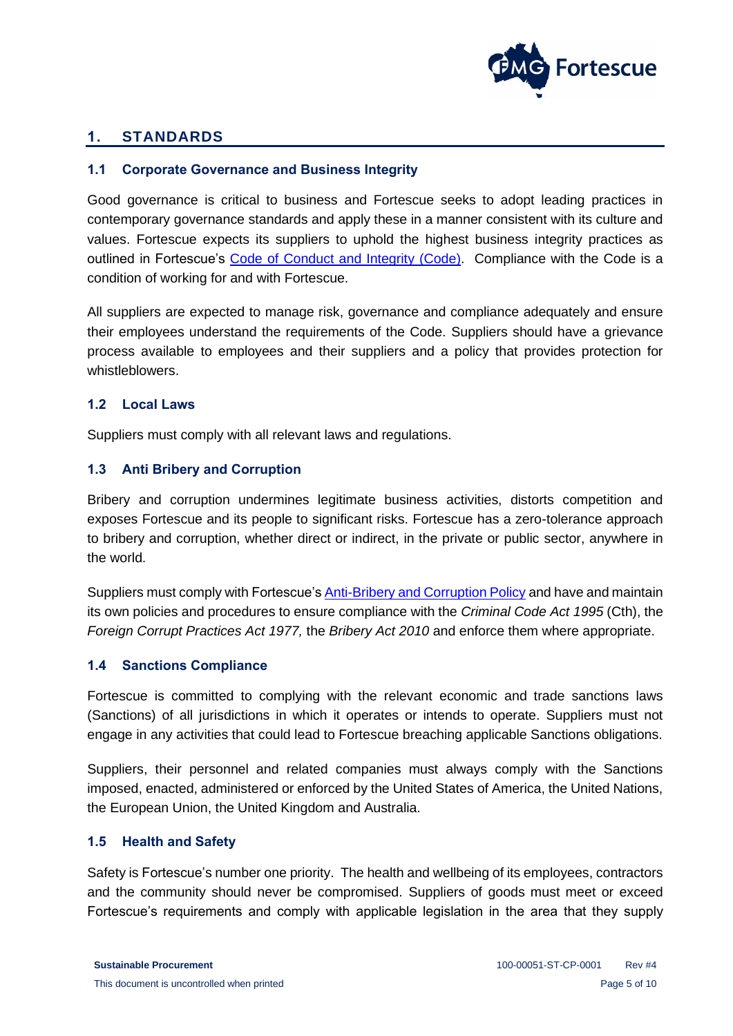## 1. STANDARDS

### 1.1 Corporate Governance and Business Integrity

Good governance is critical to business and Fortescue seeks to adopt leading practices in contemporary governance standards and apply these in a manner consistent with its culture and values. Fortescue expects its suppliers to uphold the highest business integrity practices as outlined in Fortescue's Code of Conduct and Integrity (Code). Compliance with the Code is a condition of working for and with Fortescue.

All suppliers are expected to manage risk, governance and compliance adequately and ensure their employees understand the requirements of the Code. Suppliers should have a grievance process available to employees and their suppliers and a policy that provides protection for whistleblowers.

### 1.2 Local Laws

Suppliers must comply with all relevant laws and regulations.

### 1.3 Anti Bribery and Corruption

Bribery and corruption undermines legitimate business activities, distorts competition and exposes Fortescue and its people to significant risks. Fortescue has a zero-tolerance approach to bribery and corruption, whether direct or indirect, in the private or public sector, anywhere in the world.

Suppliers must comply with Fortescue's Anti-Bribery and Corruption Policy and have and maintain its own policies and procedures to ensure compliance with the *Criminal Code Act 1995* (Cth), the *Foreign Corrupt Practices Act 1977,* the *Bribery Act 2010* and enforce them where appropriate.

### 1.4 Sanctions Compliance

Fortescue is committed to complying with the relevant economic and trade sanctions laws (Sanctions) of all jurisdictions in which it operates or intends to operate. Suppliers must not engage in any activities that could lead to Fortescue breaching applicable Sanctions obligations.

Suppliers, their personnel and related companies must always comply with the Sanctions imposed, enacted, administered or enforced by the United States of America, the United Nations, the European Union, the United Kingdom and Australia.

### 1.5 Health and Safety

Safety is Fortescue's number one priority. The health and wellbeing of its employees, contractors and the community should never be compromised. Suppliers of goods must meet or exceed Fortescue's requirements and comply with applicable legislation in the area that they supply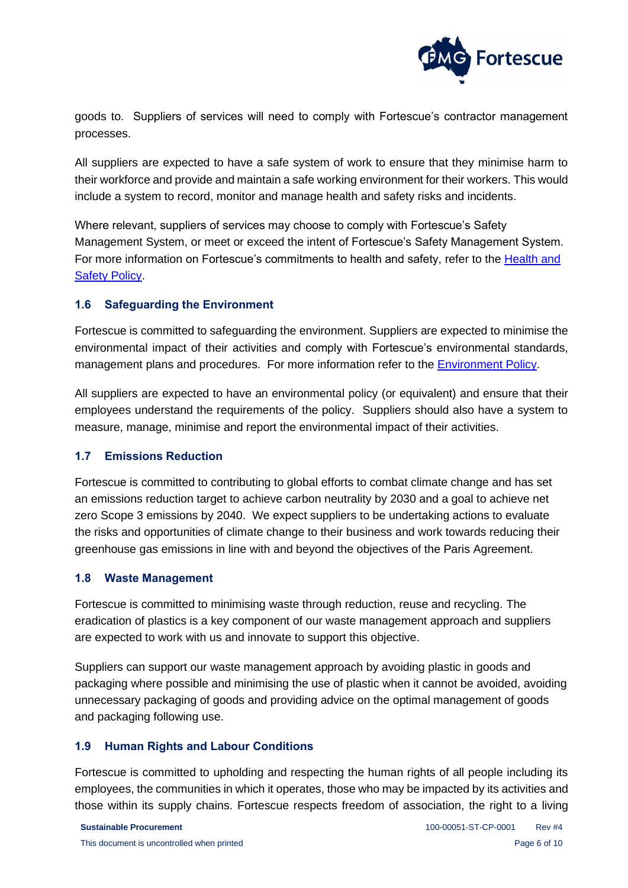goods to. Suppliers of services will need to comply with Fortescue's contractor management processes.

All suppliers are expected to have a safe system of work to ensure that they minimise harm to their workforce and provide and maintain a safe working environment for their workers. This would include a system to record, monitor and manage health and safety risks and incidents.

Where relevant, suppliers of services may choose to comply with Fortescue's Safety Management System, or meet or exceed the intent of Fortescue's Safety Management System. For more information on Fortescue's commitments to health and safety, refer to the Health and Safety Policy.

### 1.6 Safeguarding the Environment

Fortescue is committed to safeguarding the environment. Suppliers are expected to minimise the environmental impact of their activities and comply with Fortescue's environmental standards, management plans and procedures. For more information refer to the Environment Policy.

All suppliers are expected to have an environmental policy (or equivalent) and ensure that their employees understand the requirements of the policy. Suppliers should also have a system to measure, manage, minimise and report the environmental impact of their activities.

### 1.7 Emissions Reduction

Fortescue is committed to contributing to global efforts to combat climate change and has set an emissions reduction target to achieve carbon neutrality by 2030 and a goal to achieve net zero Scope 3 emissions by 2040. We expect suppliers to be undertaking actions to evaluate the risks and opportunities of climate change to their business and work towards reducing their greenhouse gas emissions in line with and beyond the objectives of the Paris Agreement.

### 1.8 Waste Management

Fortescue is committed to minimising waste through reduction, reuse and recycling. The eradication of plastics is a key component of our waste management approach and suppliers are expected to work with us and innovate to support this objective.

Suppliers can support our waste management approach by avoiding plastic in goods and packaging where possible and minimising the use of plastic when it cannot be avoided, avoiding unnecessary packaging of goods and providing advice on the optimal management of goods and packaging following use.

### 1.9 Human Rights and Labour Conditions

Fortescue is committed to upholding and respecting the human rights of all people including its employees, the communities in which it operates, those who may be impacted by its activities and those within its supply chains. Fortescue respects freedom of association, the right to a living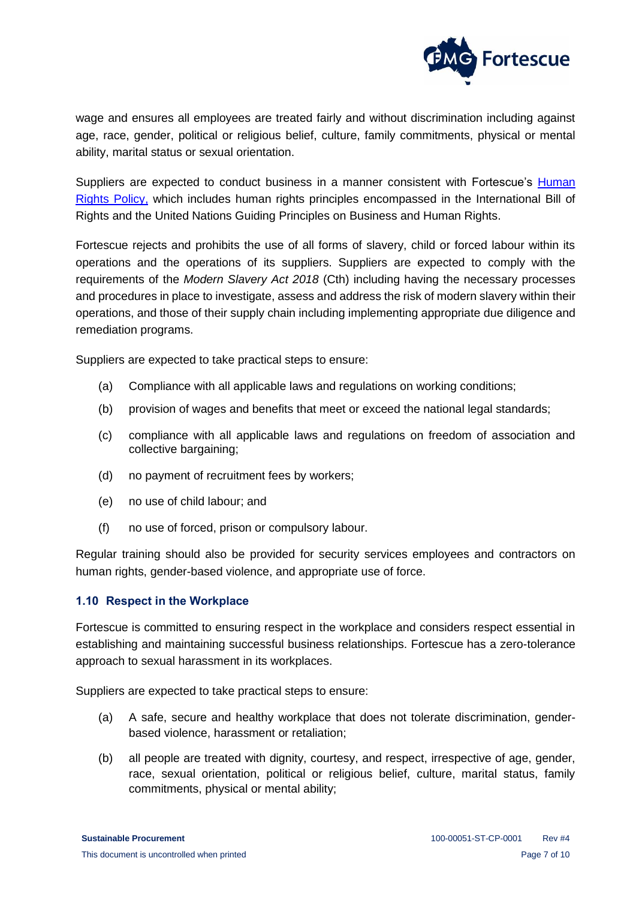wage and ensures all employees are treated fairly and without discrimination including against age, race, gender, political or religious belief, culture, family commitments, physical or mental ability, marital status or sexual orientation.

Suppliers are expected to conduct business in a manner consistent with Fortescue's [Human Rights Policy,] which includes human rights principles encompassed in the International Bill of Rights and the United Nations Guiding Principles on Business and Human Rights.

Fortescue rejects and prohibits the use of all forms of slavery, child or forced labour within its operations and the operations of its suppliers. Suppliers are expected to comply with the requirements of the *Modern Slavery Act 2018* (Cth) including having the necessary processes and procedures in place to investigate, assess and address the risk of modern slavery within their operations, and those of their supply chain including implementing appropriate due diligence and remediation programs.

Suppliers are expected to take practical steps to ensure:

- (a) Compliance with all applicable laws and regulations on working conditions;
- (b) provision of wages and benefits that meet or exceed the national legal standards;
- (c) compliance with all applicable laws and regulations on freedom of association and collective bargaining;
- (d) no payment of recruitment fees by workers;
- (e) no use of child labour; and
- (f) no use of forced, prison or compulsory labour.

Regular training should also be provided for security services employees and contractors on human rights, gender-based violence, and appropriate use of force.

### 1.10 Respect in the Workplace

Fortescue is committed to ensuring respect in the workplace and considers respect essential in establishing and maintaining successful business relationships. Fortescue has a zero-tolerance approach to sexual harassment in its workplaces.

Suppliers are expected to take practical steps to ensure:

- (a) A safe, secure and healthy workplace that does not tolerate discrimination, gender-based violence, harassment or retaliation;
- (b) all people are treated with dignity, courtesy, and respect, irrespective of age, gender, race, sexual orientation, political or religious belief, culture, marital status, family commitments, physical or mental ability;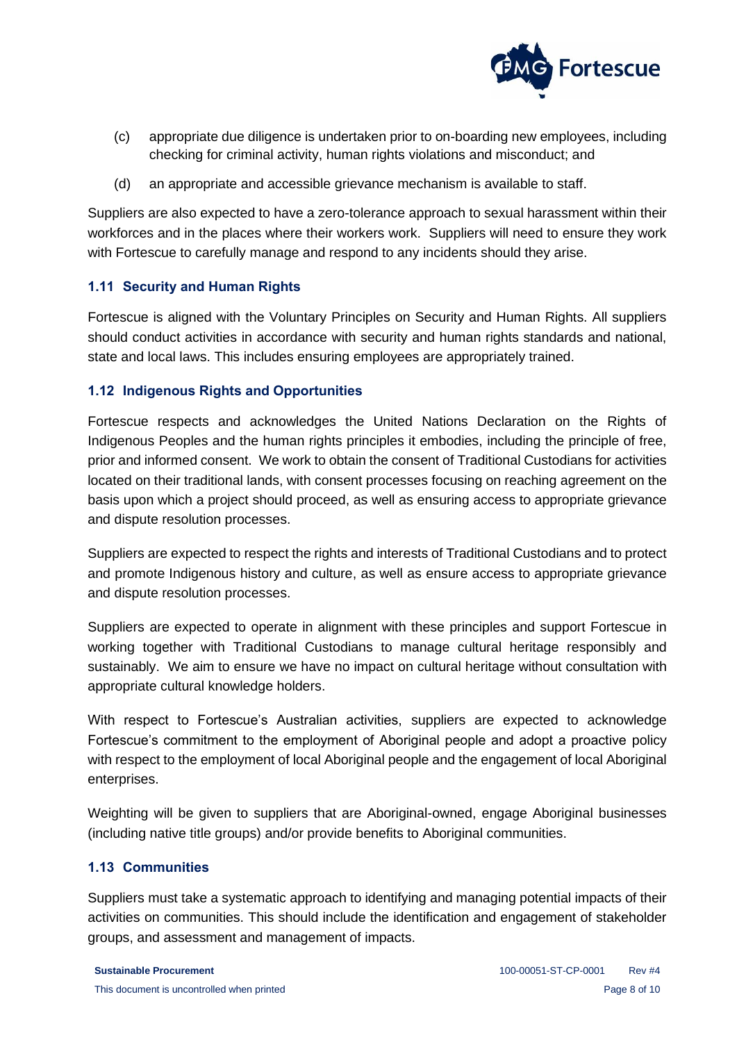(c) appropriate due diligence is undertaken prior to on-boarding new employees, including checking for criminal activity, human rights violations and misconduct; and

(d) an appropriate and accessible grievance mechanism is available to staff.

Suppliers are also expected to have a zero-tolerance approach to sexual harassment within their workforces and in the places where their workers work. Suppliers will need to ensure they work with Fortescue to carefully manage and respond to any incidents should they arise.

### 1.11 Security and Human Rights

Fortescue is aligned with the Voluntary Principles on Security and Human Rights. All suppliers should conduct activities in accordance with security and human rights standards and national, state and local laws. This includes ensuring employees are appropriately trained.

### 1.12 Indigenous Rights and Opportunities

Fortescue respects and acknowledges the United Nations Declaration on the Rights of Indigenous Peoples and the human rights principles it embodies, including the principle of free, prior and informed consent. We work to obtain the consent of Traditional Custodians for activities located on their traditional lands, with consent processes focusing on reaching agreement on the basis upon which a project should proceed, as well as ensuring access to appropriate grievance and dispute resolution processes.

Suppliers are expected to respect the rights and interests of Traditional Custodians and to protect and promote Indigenous history and culture, as well as ensure access to appropriate grievance and dispute resolution processes.

Suppliers are expected to operate in alignment with these principles and support Fortescue in working together with Traditional Custodians to manage cultural heritage responsibly and sustainably. We aim to ensure we have no impact on cultural heritage without consultation with appropriate cultural knowledge holders.

With respect to Fortescue's Australian activities, suppliers are expected to acknowledge Fortescue's commitment to the employment of Aboriginal people and adopt a proactive policy with respect to the employment of local Aboriginal people and the engagement of local Aboriginal enterprises.

Weighting will be given to suppliers that are Aboriginal-owned, engage Aboriginal businesses (including native title groups) and/or provide benefits to Aboriginal communities.

### 1.13 Communities

Suppliers must take a systematic approach to identifying and managing potential impacts of their activities on communities. This should include the identification and engagement of stakeholder groups, and assessment and management of impacts.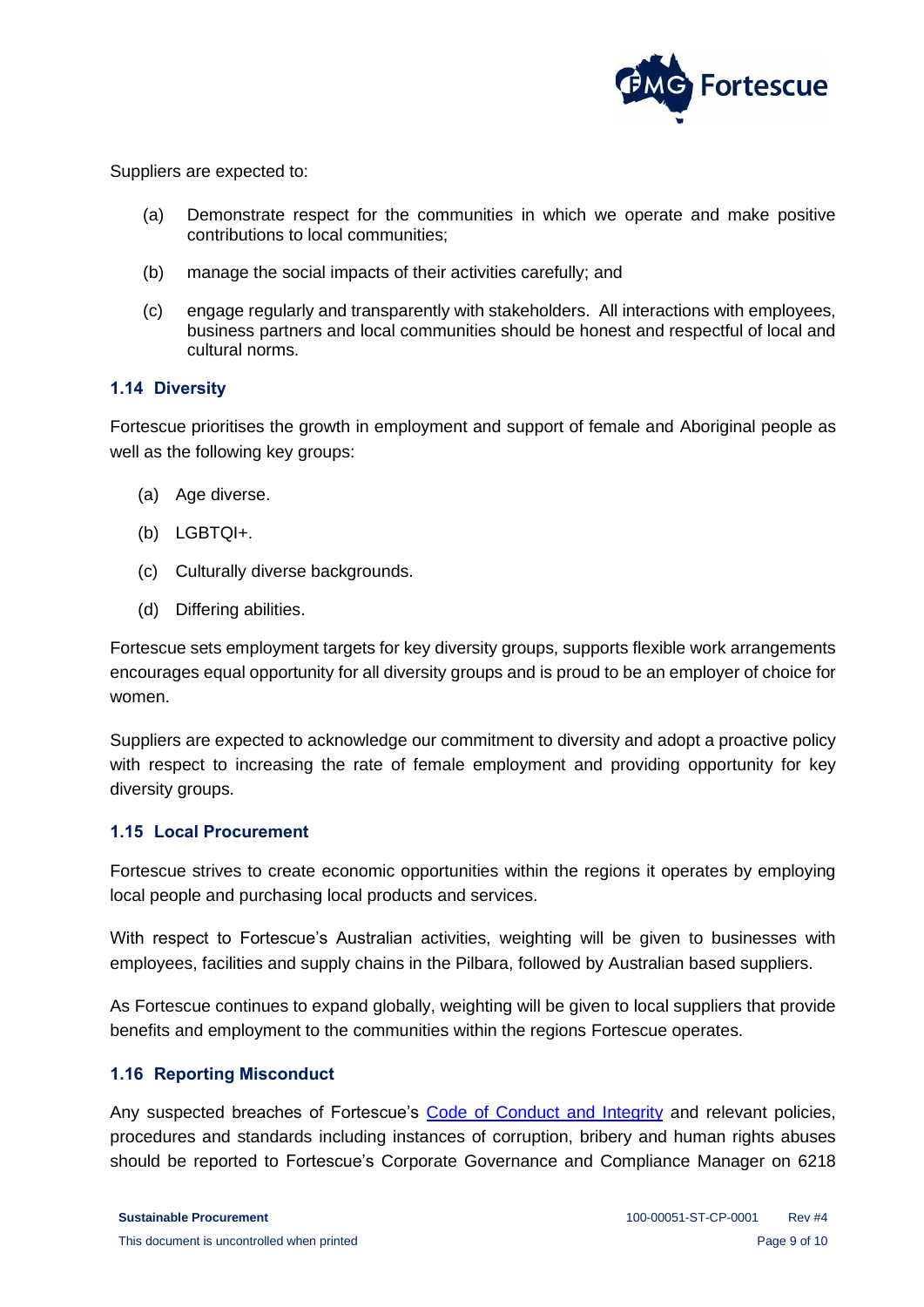Suppliers are expected to:

(a) Demonstrate respect for the communities in which we operate and make positive contributions to local communities;

(b) manage the social impacts of their activities carefully; and

(c) engage regularly and transparently with stakeholders. All interactions with employees, business partners and local communities should be honest and respectful of local and cultural norms.

### 1.14 Diversity

Fortescue prioritises the growth in employment and support of female and Aboriginal people as well as the following key groups:

(a) Age diverse.

(b) LGBTQI+.

(c) Culturally diverse backgrounds.

(d) Differing abilities.

Fortescue sets employment targets for key diversity groups, supports flexible work arrangements encourages equal opportunity for all diversity groups and is proud to be an employer of choice for women.

Suppliers are expected to acknowledge our commitment to diversity and adopt a proactive policy with respect to increasing the rate of female employment and providing opportunity for key diversity groups.

### 1.15 Local Procurement

Fortescue strives to create economic opportunities within the regions it operates by employing local people and purchasing local products and services.

With respect to Fortescue's Australian activities, weighting will be given to businesses with employees, facilities and supply chains in the Pilbara, followed by Australian based suppliers.

As Fortescue continues to expand globally, weighting will be given to local suppliers that provide benefits and employment to the communities within the regions Fortescue operates.

### 1.16 Reporting Misconduct

Any suspected breaches of Fortescue's Code of Conduct and Integrity and relevant policies, procedures and standards including instances of corruption, bribery and human rights abuses should be reported to Fortescue's Corporate Governance and Compliance Manager on 6218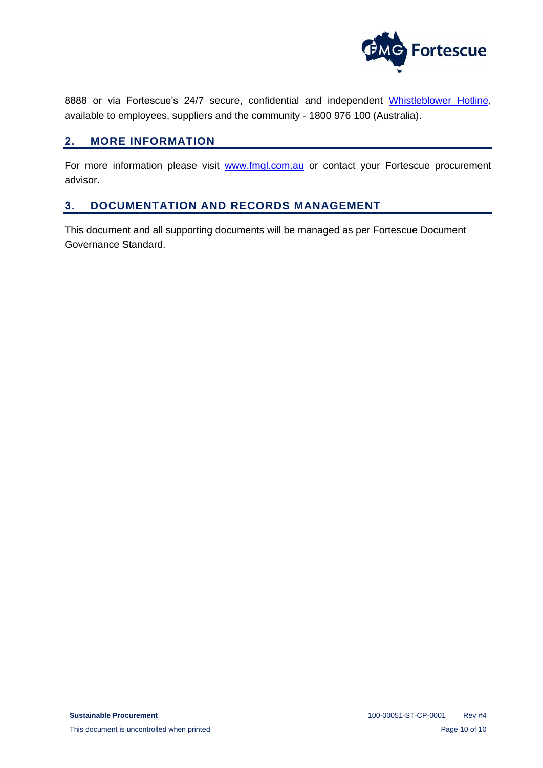8888 or via Fortescue's 24/7 secure, confidential and independent Whistleblower Hotline, available to employees, suppliers and the community - 1800 976 100 (Australia).

## 2. MORE INFORMATION

For more information please visit www.fmgl.com.au or contact your Fortescue procurement advisor.

## 3. DOCUMENTATION AND RECORDS MANAGEMENT

This document and all supporting documents will be managed as per Fortescue Document Governance Standard.